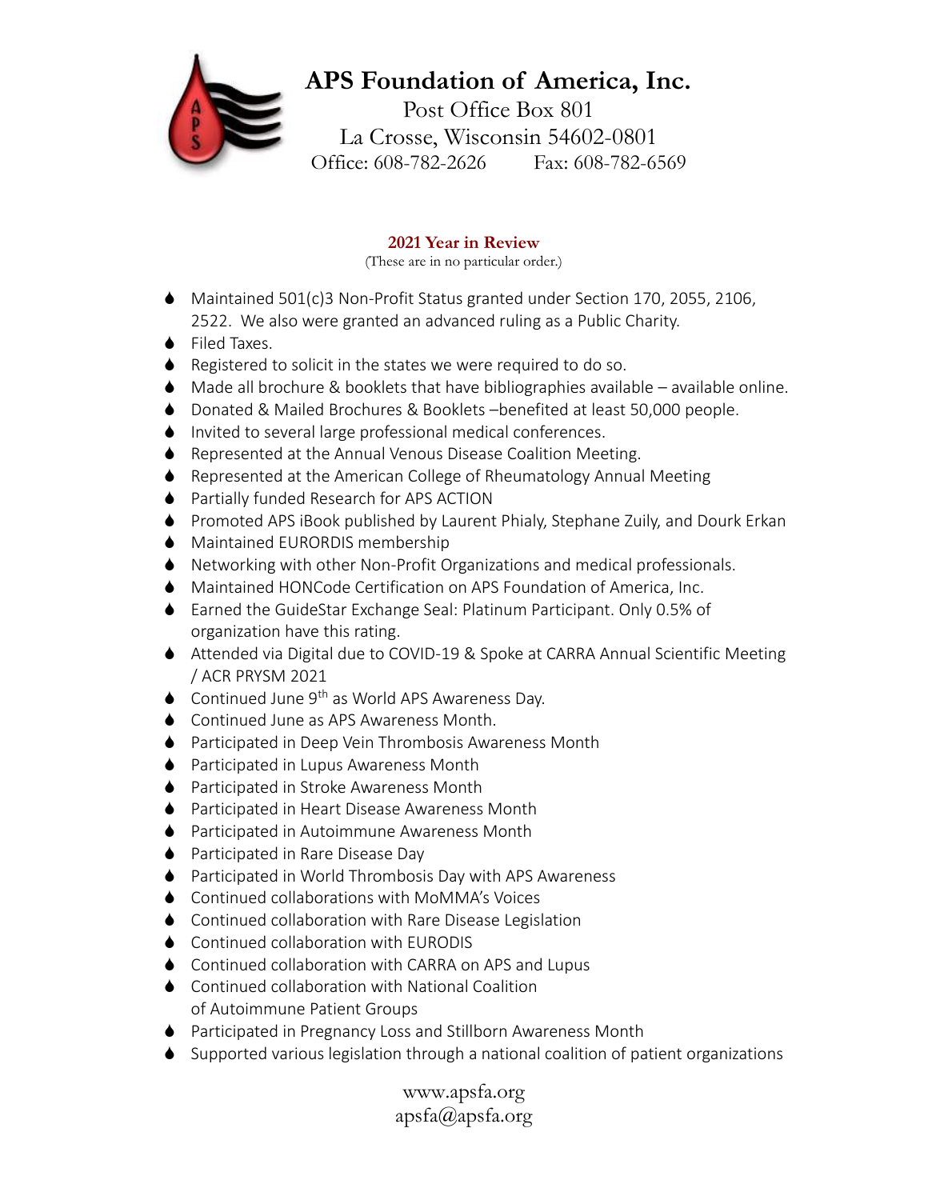# APS Foundation of America, Inc.

Post Office Box 801
La Crosse, Wisconsin 54602-0801
Office: 608-782-2626 Fax: 608-782-6569

## 2021 Year in Review

(These are in no particular order.)

- Maintained 501(c)3 Non-Profit Status granted under Section 170, 2055, 2106, 2522. We also were granted an advanced ruling as a Public Charity.
- Filed Taxes.
- Registered to solicit in the states we were required to do so.
- Made all brochure & booklets that have bibliographies available – available online.
- Donated & Mailed Brochures & Booklets –benefited at least 50,000 people.
- Invited to several large professional medical conferences.
- Represented at the Annual Venous Disease Coalition Meeting.
- Represented at the American College of Rheumatology Annual Meeting
- Partially funded Research for APS ACTION
- Promoted APS iBook published by Laurent Phialy, Stephane Zuily, and Dourk Erkan
- Maintained EURORDIS membership
- Networking with other Non-Profit Organizations and medical professionals.
- Maintained HONCode Certification on APS Foundation of America, Inc.
- Earned the GuideStar Exchange Seal: Platinum Participant. Only 0.5% of organization have this rating.
- Attended via Digital due to COVID-19 & Spoke at CARRA Annual Scientific Meeting / ACR PRYSM 2021
- Continued June 9th as World APS Awareness Day.
- Continued June as APS Awareness Month.
- Participated in Deep Vein Thrombosis Awareness Month
- Participated in Lupus Awareness Month
- Participated in Stroke Awareness Month
- Participated in Heart Disease Awareness Month
- Participated in Autoimmune Awareness Month
- Participated in Rare Disease Day
- Participated in World Thrombosis Day with APS Awareness
- Continued collaborations with MoMMA's Voices
- Continued collaboration with Rare Disease Legislation
- Continued collaboration with EURODIS
- Continued collaboration with CARRA on APS and Lupus
- Continued collaboration with National Coalition of Autoimmune Patient Groups
- Participated in Pregnancy Loss and Stillborn Awareness Month
- Supported various legislation through a national coalition of patient organizations

www.apsfa.org
apsfa@apsfa.org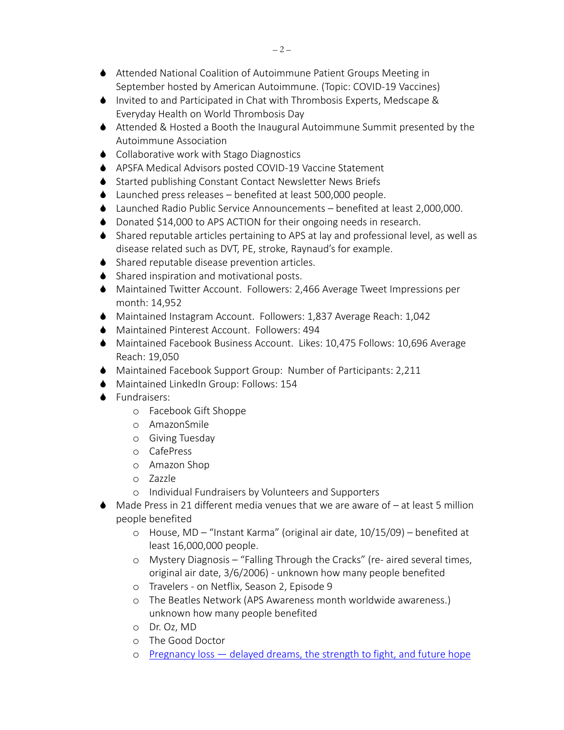- Attended National Coalition of Autoimmune Patient Groups Meeting in September hosted by American Autoimmune. (Topic: COVID-19 Vaccines)
- Invited to and Participated in Chat with Thrombosis Experts, Medscape & Everyday Health on World Thrombosis Day
- Attended & Hosted a Booth the Inaugural Autoimmune Summit presented by the Autoimmune Association
- Collaborative work with Stago Diagnostics
- APSFA Medical Advisors posted COVID-19 Vaccine Statement
- Started publishing Constant Contact Newsletter News Briefs
- Launched press releases – benefited at least 500,000 people.
- Launched Radio Public Service Announcements – benefited at least 2,000,000.
- Donated $14,000 to APS ACTION for their ongoing needs in research.
- Shared reputable articles pertaining to APS at lay and professional level, as well as disease related such as DVT, PE, stroke, Raynaud's for example.
- Shared reputable disease prevention articles.
- Shared inspiration and motivational posts.
- Maintained Twitter Account. Followers: 2,466 Average Tweet Impressions per month: 14,952
- Maintained Instagram Account. Followers: 1,837 Average Reach: 1,042
- Maintained Pinterest Account. Followers: 494
- Maintained Facebook Business Account. Likes: 10,475 Follows: 10,696 Average Reach: 19,050
- Maintained Facebook Support Group: Number of Participants: 2,211
- Maintained LinkedIn Group: Follows: 154
- Fundraisers:
  - Facebook Gift Shoppe
  - AmazonSmile
  - Giving Tuesday
  - CafePress
  - Amazon Shop
  - Zazzle
  - Individual Fundraisers by Volunteers and Supporters
- Made Press in 21 different media venues that we are aware of – at least 5 million people benefited
  - House, MD – "Instant Karma" (original air date, 10/15/09) – benefited at least 16,000,000 people.
  - Mystery Diagnosis – "Falling Through the Cracks" (re- aired several times, original air date, 3/6/2006) - unknown how many people benefited
  - Travelers - on Netflix, Season 2, Episode 9
  - The Beatles Network (APS Awareness month worldwide awareness.) unknown how many people benefited
  - Dr. Oz, MD
  - The Good Doctor
  - Pregnancy loss — delayed dreams, the strength to fight, and future hope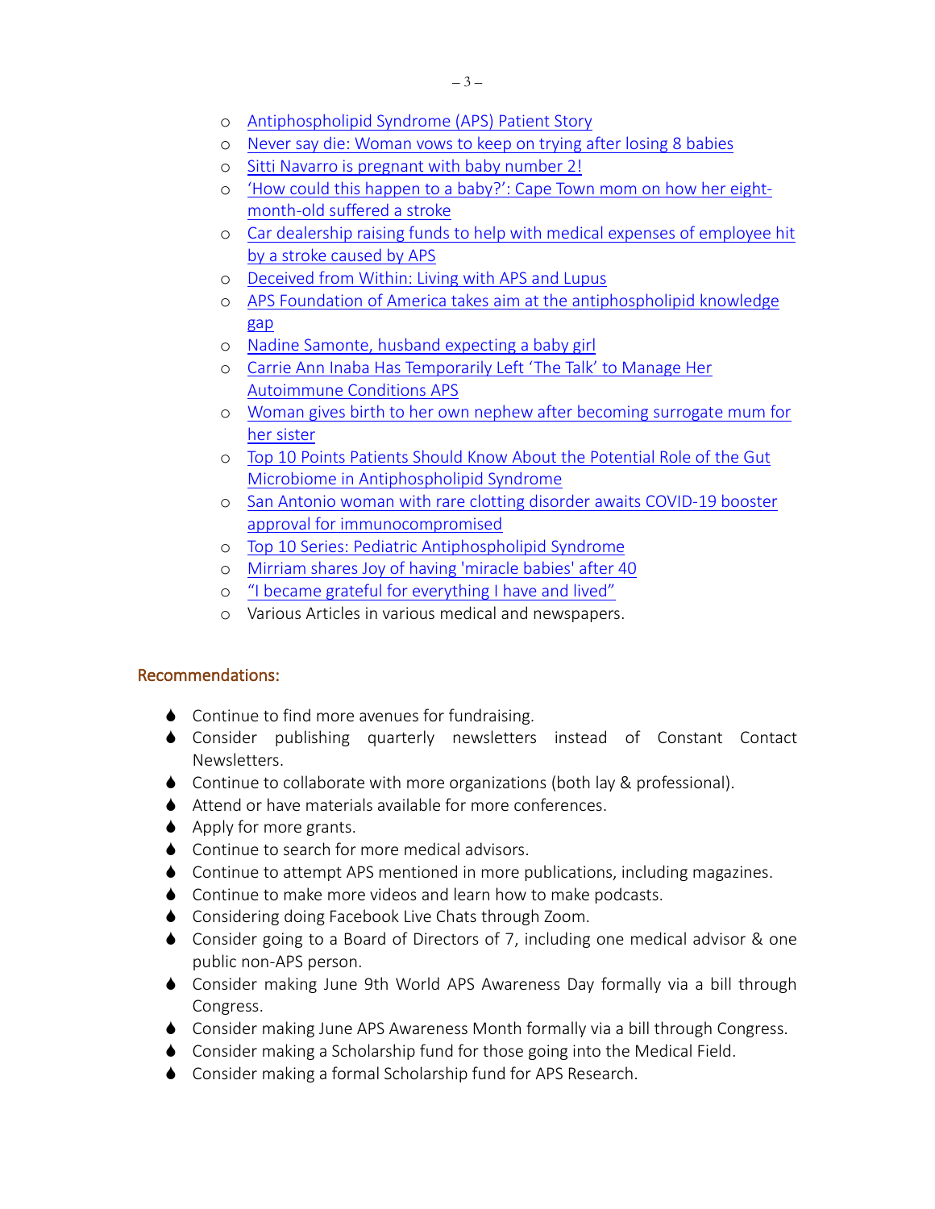- Antiphospholipid Syndrome (APS) Patient Story
- Never say die: Woman vows to keep on trying after losing 8 babies
- Sitti Navarro is pregnant with baby number 2!
- ‘How could this happen to a baby?’: Cape Town mom on how her eight-month-old suffered a stroke
- Car dealership raising funds to help with medical expenses of employee hit by a stroke caused by APS
- Deceived from Within: Living with APS and Lupus
- APS Foundation of America takes aim at the antiphospholipid knowledge gap
- Nadine Samonte, husband expecting a baby girl
- Carrie Ann Inaba Has Temporarily Left ‘The Talk’ to Manage Her Autoimmune Conditions APS
- Woman gives birth to her own nephew after becoming surrogate mum for her sister
- Top 10 Points Patients Should Know About the Potential Role of the Gut Microbiome in Antiphospholipid Syndrome
- San Antonio woman with rare clotting disorder awaits COVID-19 booster approval for immunocompromised
- Top 10 Series: Pediatric Antiphospholipid Syndrome
- Mirriam shares Joy of having 'miracle babies' after 40
- “I became grateful for everything I have and lived”
- Various Articles in various medical and newspapers.

## Recommendations:

- Continue to find more avenues for fundraising.
- Consider publishing quarterly newsletters instead of Constant Contact Newsletters.
- Continue to collaborate with more organizations (both lay & professional).
- Attend or have materials available for more conferences.
- Apply for more grants.
- Continue to search for more medical advisors.
- Continue to attempt APS mentioned in more publications, including magazines.
- Continue to make more videos and learn how to make podcasts.
- Considering doing Facebook Live Chats through Zoom.
- Consider going to a Board of Directors of 7, including one medical advisor & one public non-APS person.
- Consider making June 9th World APS Awareness Day formally via a bill through Congress.
- Consider making June APS Awareness Month formally via a bill through Congress.
- Consider making a Scholarship fund for those going into the Medical Field.
- Consider making a formal Scholarship fund for APS Research.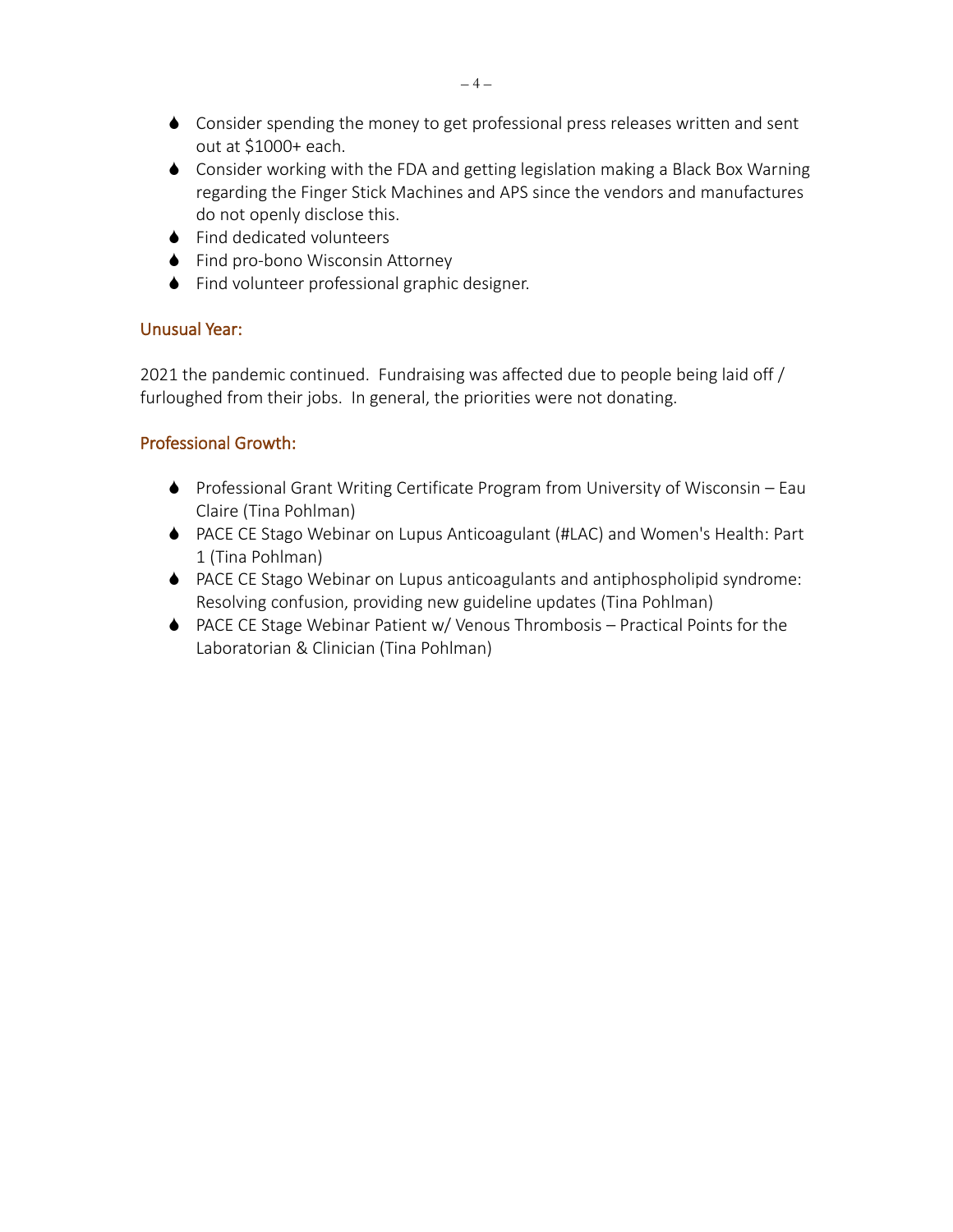- Consider spending the money to get professional press releases written and sent out at $1000+ each.
- Consider working with the FDA and getting legislation making a Black Box Warning regarding the Finger Stick Machines and APS since the vendors and manufactures do not openly disclose this.
- Find dedicated volunteers
- Find pro-bono Wisconsin Attorney
- Find volunteer professional graphic designer.

## Unusual Year:

2021 the pandemic continued. Fundraising was affected due to people being laid off / furloughed from their jobs. In general, the priorities were not donating.

## Professional Growth:

- Professional Grant Writing Certificate Program from University of Wisconsin – Eau Claire (Tina Pohlman)
- PACE CE Stago Webinar on Lupus Anticoagulant (#LAC) and Women's Health: Part 1 (Tina Pohlman)
- PACE CE Stago Webinar on Lupus anticoagulants and antiphospholipid syndrome: Resolving confusion, providing new guideline updates (Tina Pohlman)
- PACE CE Stage Webinar Patient w/ Venous Thrombosis – Practical Points for the Laboratorian & Clinician (Tina Pohlman)